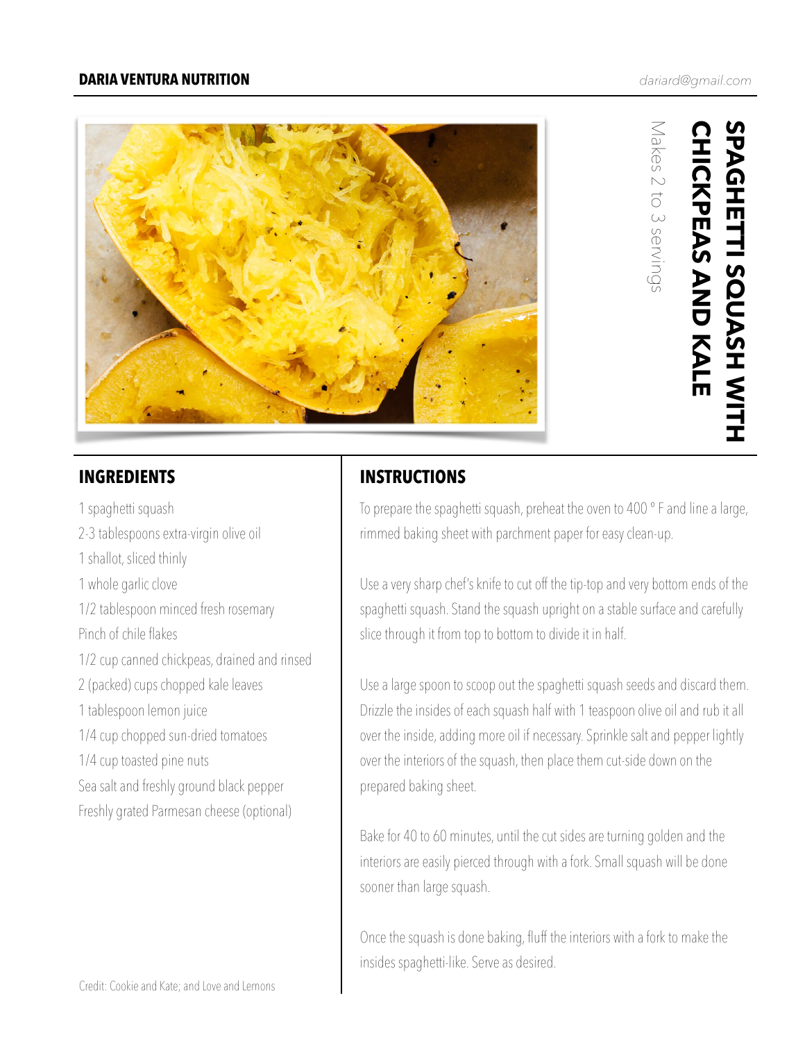**DARIA VENTURA NUTRITION** *dariard@gmail.com*

# SPAGHETTI SQUASH WITH CHICKPEAS AND KALE

Makes 2 to 3 servings

## INGREDIENTS

1 spaghetti squash
2-3 tablespoons extra-virgin olive oil
1 shallot, sliced thinly
1 whole garlic clove
1/2 tablespoon minced fresh rosemary
Pinch of chile flakes
1/2 cup canned chickpeas, drained and rinsed
2 (packed) cups chopped kale leaves
1 tablespoon lemon juice
1/4 cup chopped sun-dried tomatoes
1/4 cup toasted pine nuts
Sea salt and freshly ground black pepper
Freshly grated Parmesan cheese (optional)

## INSTRUCTIONS

To prepare the spaghetti squash, preheat the oven to 400 ° F and line a large, rimmed baking sheet with parchment paper for easy clean-up.

Use a very sharp chef's knife to cut off the tip-top and very bottom ends of the spaghetti squash. Stand the squash upright on a stable surface and carefully slice through it from top to bottom to divide it in half.

Use a large spoon to scoop out the spaghetti squash seeds and discard them. Drizzle the insides of each squash half with 1 teaspoon olive oil and rub it all over the inside, adding more oil if necessary. Sprinkle salt and pepper lightly over the interiors of the squash, then place them cut-side down on the prepared baking sheet.

Bake for 40 to 60 minutes, until the cut sides are turning golden and the interiors are easily pierced through with a fork. Small squash will be done sooner than large squash.

Once the squash is done baking, fluff the interiors with a fork to make the insides spaghetti-like. Serve as desired.

Credit: Cookie and Kate; and Love and Lemons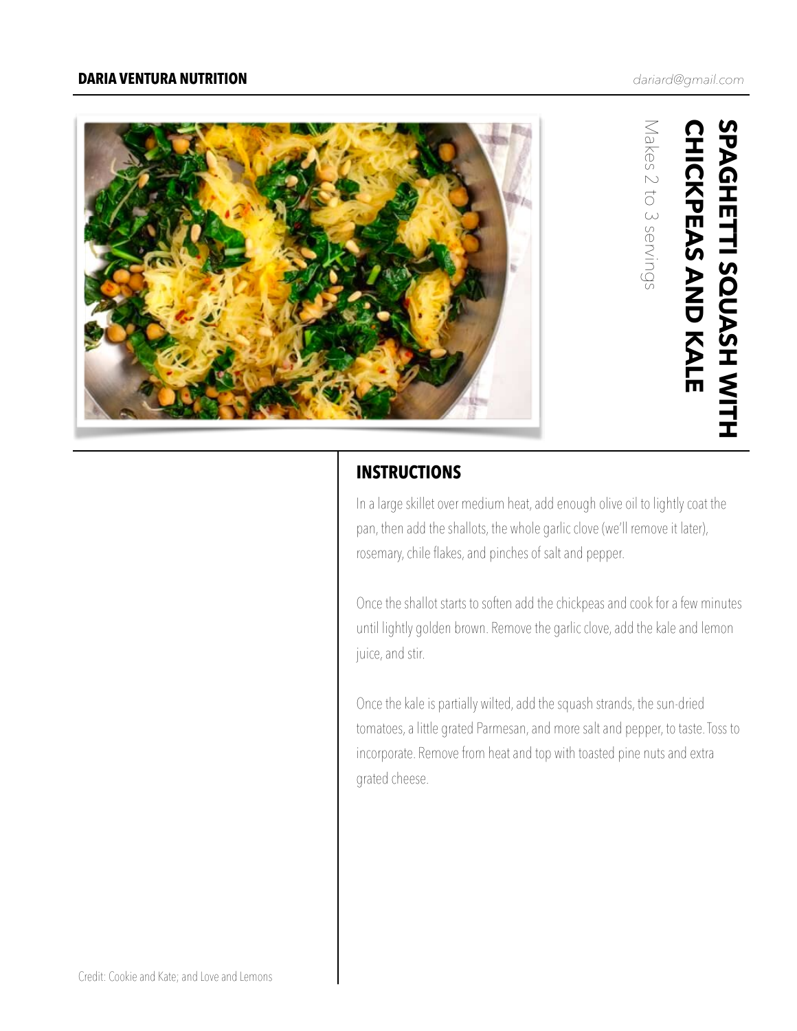# SPAGHETTI SQUASH WITH CHICKPEAS AND KALE

Makes 2 to 3 servings

## INSTRUCTIONS

In a large skillet over medium heat, add enough olive oil to lightly coat the pan, then add the shallots, the whole garlic clove (we'll remove it later), rosemary, chile flakes, and pinches of salt and pepper.

Once the shallot starts to soften add the chickpeas and cook for a few minutes until lightly golden brown. Remove the garlic clove, add the kale and lemon juice, and stir.

Once the kale is partially wilted, add the squash strands, the sun-dried tomatoes, a little grated Parmesan, and more salt and pepper, to taste. Toss to incorporate. Remove from heat and top with toasted pine nuts and extra grated cheese.

Credit: Cookie and Kate; and Love and Lemons